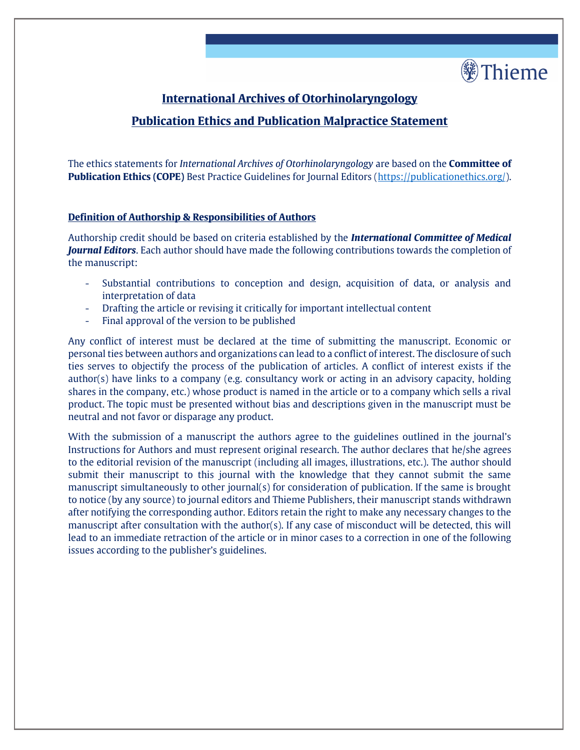# International Archives of Otorhinolaryngology

## Publication Ethics and Publication Malpractice Statement

The ethics statements for *International Archives of Otorhinolaryngology* are based on the **Committee of Publication Ethics (COPE)** Best Practice Guidelines for Journal Editors (https://publicationethics.org/).

### Definition of Authorship & Responsibilities of Authors

Authorship credit should be based on criteria established by the ***International Committee of Medical Journal Editors***. Each author should have made the following contributions towards the completion of the manuscript:

- Substantial contributions to conception and design, acquisition of data, or analysis and interpretation of data
- Drafting the article or revising it critically for important intellectual content
- Final approval of the version to be published

Any conflict of interest must be declared at the time of submitting the manuscript. Economic or personal ties between authors and organizations can lead to a conflict of interest. The disclosure of such ties serves to objectify the process of the publication of articles. A conflict of interest exists if the author(s) have links to a company (e.g. consultancy work or acting in an advisory capacity, holding shares in the company, etc.) whose product is named in the article or to a company which sells a rival product. The topic must be presented without bias and descriptions given in the manuscript must be neutral and not favor or disparage any product.

With the submission of a manuscript the authors agree to the guidelines outlined in the journal's Instructions for Authors and must represent original research. The author declares that he/she agrees to the editorial revision of the manuscript (including all images, illustrations, etc.). The author should submit their manuscript to this journal with the knowledge that they cannot submit the same manuscript simultaneously to other journal(s) for consideration of publication. If the same is brought to notice (by any source) to journal editors and Thieme Publishers, their manuscript stands withdrawn after notifying the corresponding author. Editors retain the right to make any necessary changes to the manuscript after consultation with the author(s). If any case of misconduct will be detected, this will lead to an immediate retraction of the article or in minor cases to a correction in one of the following issues according to the publisher's guidelines.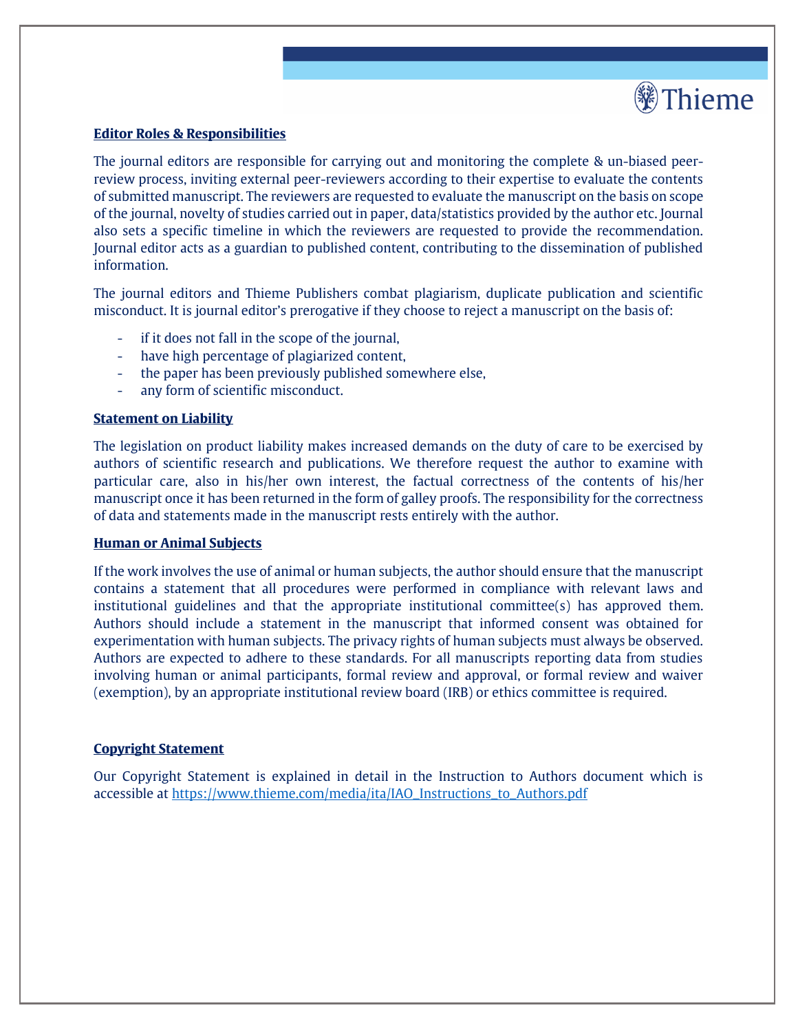## Editor Roles & Responsibilities

The journal editors are responsible for carrying out and monitoring the complete & un-biased peer-review process, inviting external peer-reviewers according to their expertise to evaluate the contents of submitted manuscript. The reviewers are requested to evaluate the manuscript on the basis on scope of the journal, novelty of studies carried out in paper, data/statistics provided by the author etc. Journal also sets a specific timeline in which the reviewers are requested to provide the recommendation. Journal editor acts as a guardian to published content, contributing to the dissemination of published information.

The journal editors and Thieme Publishers combat plagiarism, duplicate publication and scientific misconduct. It is journal editor's prerogative if they choose to reject a manuscript on the basis of:

- if it does not fall in the scope of the journal,
- have high percentage of plagiarized content,
- the paper has been previously published somewhere else,
- any form of scientific misconduct.

## Statement on Liability

The legislation on product liability makes increased demands on the duty of care to be exercised by authors of scientific research and publications. We therefore request the author to examine with particular care, also in his/her own interest, the factual correctness of the contents of his/her manuscript once it has been returned in the form of galley proofs. The responsibility for the correctness of data and statements made in the manuscript rests entirely with the author.

## Human or Animal Subjects

If the work involves the use of animal or human subjects, the author should ensure that the manuscript contains a statement that all procedures were performed in compliance with relevant laws and institutional guidelines and that the appropriate institutional committee(s) has approved them. Authors should include a statement in the manuscript that informed consent was obtained for experimentation with human subjects. The privacy rights of human subjects must always be observed. Authors are expected to adhere to these standards. For all manuscripts reporting data from studies involving human or animal participants, formal review and approval, or formal review and waiver (exemption), by an appropriate institutional review board (IRB) or ethics committee is required.

## Copyright Statement

Our Copyright Statement is explained in detail in the Instruction to Authors document which is accessible at https://www.thieme.com/media/ita/IAO_Instructions_to_Authors.pdf